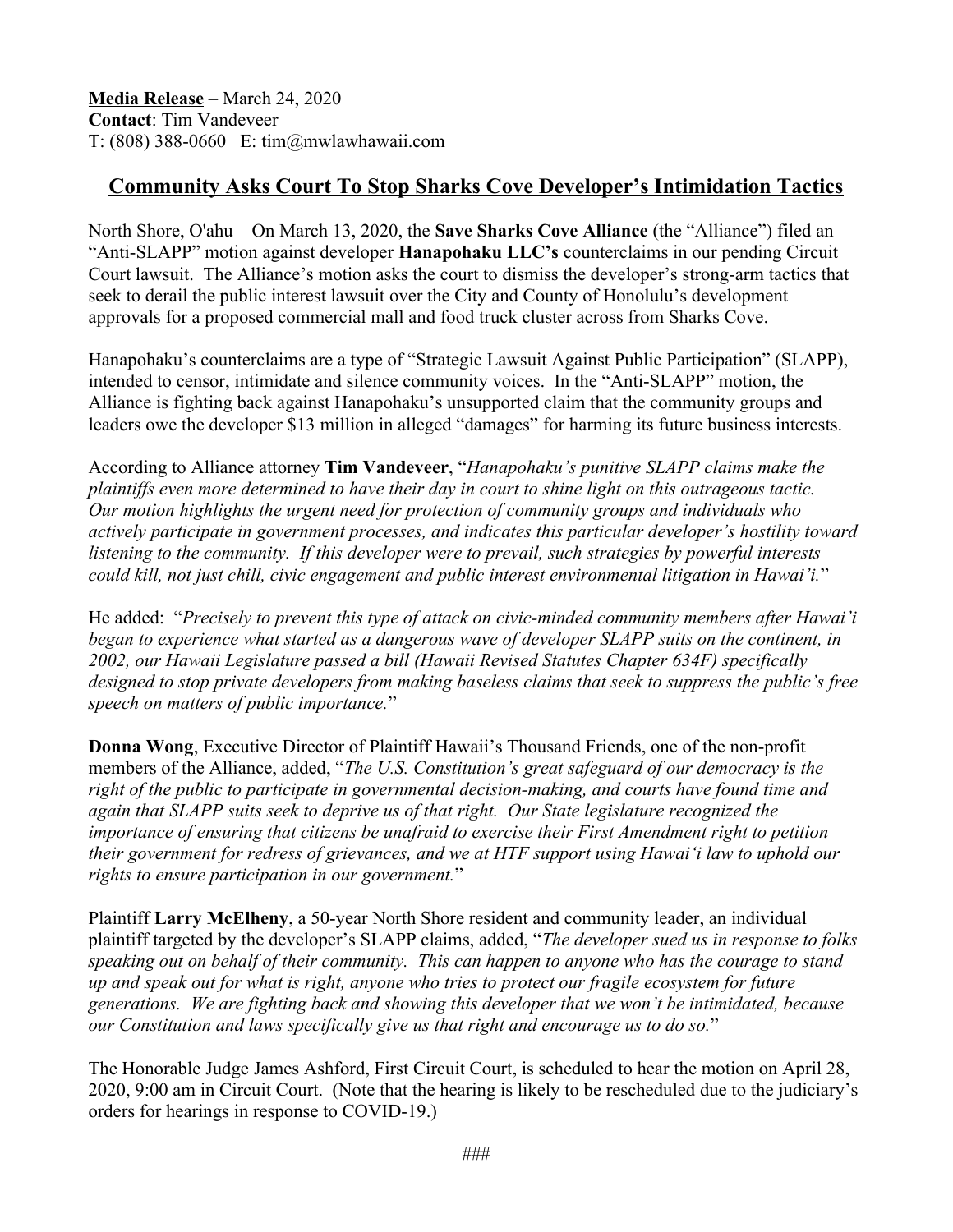**<u>Media Release</u>** – March 24, 2020
**Contact**: Tim Vandeveer
T: (808) 388-0660 E: tim@mwlawhawaii.com

## <u>Community Asks Court To Stop Sharks Cove Developer's Intimidation Tactics</u>

North Shore, O'ahu – On March 13, 2020, the **Save Sharks Cove Alliance** (the "Alliance") filed an "Anti-SLAPP" motion against developer **Hanapohaku LLC's** counterclaims in our pending Circuit Court lawsuit. The Alliance's motion asks the court to dismiss the developer's strong-arm tactics that seek to derail the public interest lawsuit over the City and County of Honolulu's development approvals for a proposed commercial mall and food truck cluster across from Sharks Cove.

Hanapohaku's counterclaims are a type of "Strategic Lawsuit Against Public Participation" (SLAPP), intended to censor, intimidate and silence community voices. In the "Anti-SLAPP" motion, the Alliance is fighting back against Hanapohaku's unsupported claim that the community groups and leaders owe the developer $13 million in alleged "damages" for harming its future business interests.

According to Alliance attorney **Tim Vandeveer**, "*Hanapohaku's punitive SLAPP claims make the plaintiffs even more determined to have their day in court to shine light on this outrageous tactic. Our motion highlights the urgent need for protection of community groups and individuals who actively participate in government processes, and indicates this particular developer's hostility toward listening to the community. If this developer were to prevail, such strategies by powerful interests could kill, not just chill, civic engagement and public interest environmental litigation in Hawai'i.*"

He added: "*Precisely to prevent this type of attack on civic-minded community members after Hawai'i began to experience what started as a dangerous wave of developer SLAPP suits on the continent, in 2002, our Hawaii Legislature passed a bill (Hawaii Revised Statutes Chapter 634F) specifically designed to stop private developers from making baseless claims that seek to suppress the public's free speech on matters of public importance.*"

**Donna Wong**, Executive Director of Plaintiff Hawaii's Thousand Friends, one of the non-profit members of the Alliance, added, "*The U.S. Constitution's great safeguard of our democracy is the right of the public to participate in governmental decision-making, and courts have found time and again that SLAPP suits seek to deprive us of that right. Our State legislature recognized the importance of ensuring that citizens be unafraid to exercise their First Amendment right to petition their government for redress of grievances, and we at HTF support using Hawai'i law to uphold our rights to ensure participation in our government.*"

Plaintiff **Larry McElheny**, a 50-year North Shore resident and community leader, an individual plaintiff targeted by the developer's SLAPP claims, added, "*The developer sued us in response to folks speaking out on behalf of their community. This can happen to anyone who has the courage to stand up and speak out for what is right, anyone who tries to protect our fragile ecosystem for future generations. We are fighting back and showing this developer that we won't be intimidated, because our Constitution and laws specifically give us that right and encourage us to do so.*"

The Honorable Judge James Ashford, First Circuit Court, is scheduled to hear the motion on April 28, 2020, 9:00 am in Circuit Court. (Note that the hearing is likely to be rescheduled due to the judiciary's orders for hearings in response to COVID-19.)

###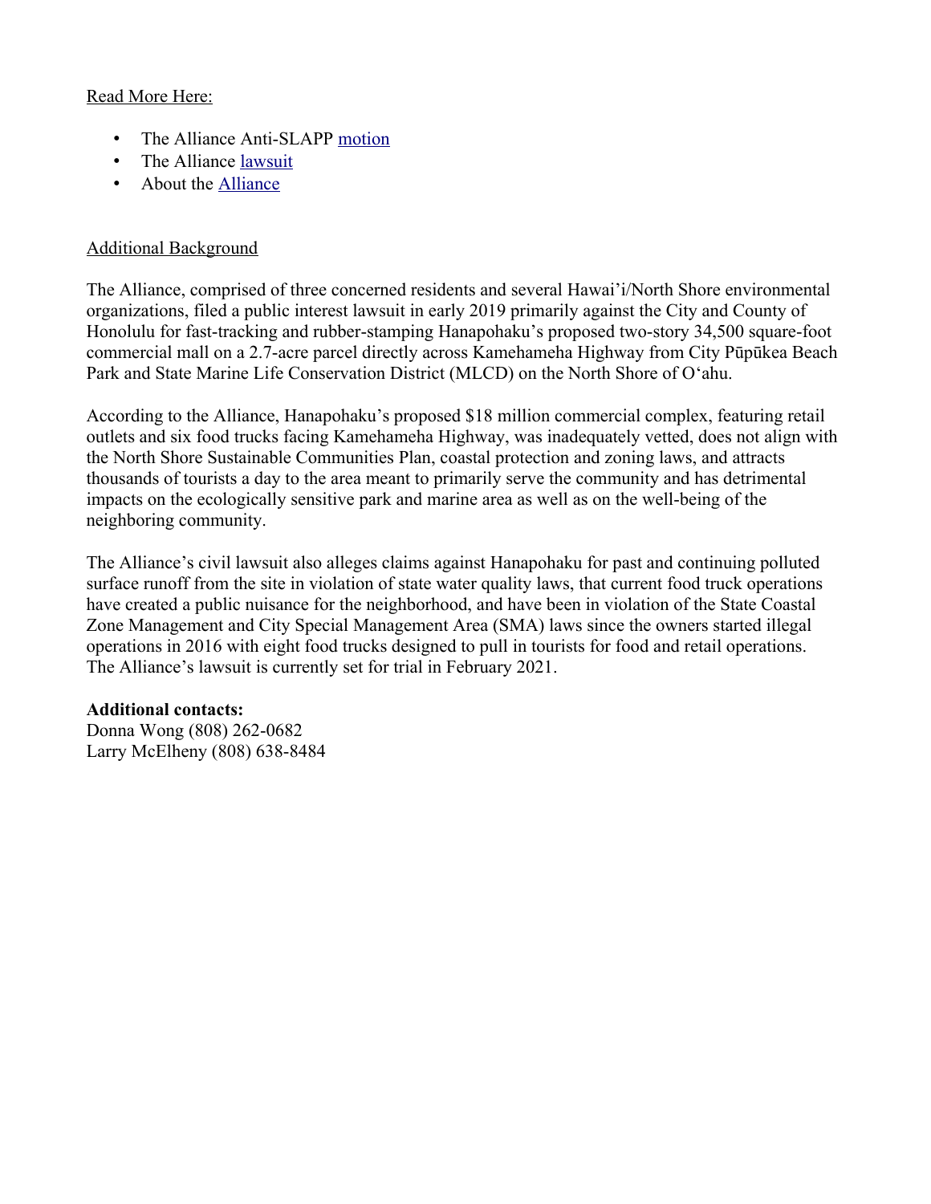Read More Here:

- The Alliance Anti-SLAPP motion
- The Alliance lawsuit
- About the Alliance

Additional Background

The Alliance, comprised of three concerned residents and several Hawai'i/North Shore environmental organizations, filed a public interest lawsuit in early 2019 primarily against the City and County of Honolulu for fast-tracking and rubber-stamping Hanapohaku's proposed two-story 34,500 square-foot commercial mall on a 2.7-acre parcel directly across Kamehameha Highway from City Pūpūkea Beach Park and State Marine Life Conservation District (MLCD) on the North Shore of Oʻahu.

According to the Alliance, Hanapohaku's proposed $18 million commercial complex, featuring retail outlets and six food trucks facing Kamehameha Highway, was inadequately vetted, does not align with the North Shore Sustainable Communities Plan, coastal protection and zoning laws, and attracts thousands of tourists a day to the area meant to primarily serve the community and has detrimental impacts on the ecologically sensitive park and marine area as well as on the well-being of the neighboring community.

The Alliance's civil lawsuit also alleges claims against Hanapohaku for past and continuing polluted surface runoff from the site in violation of state water quality laws, that current food truck operations have created a public nuisance for the neighborhood, and have been in violation of the State Coastal Zone Management and City Special Management Area (SMA) laws since the owners started illegal operations in 2016 with eight food trucks designed to pull in tourists for food and retail operations. The Alliance's lawsuit is currently set for trial in February 2021.

**Additional contacts:**
Donna Wong (808) 262-0682
Larry McElheny (808) 638-8484